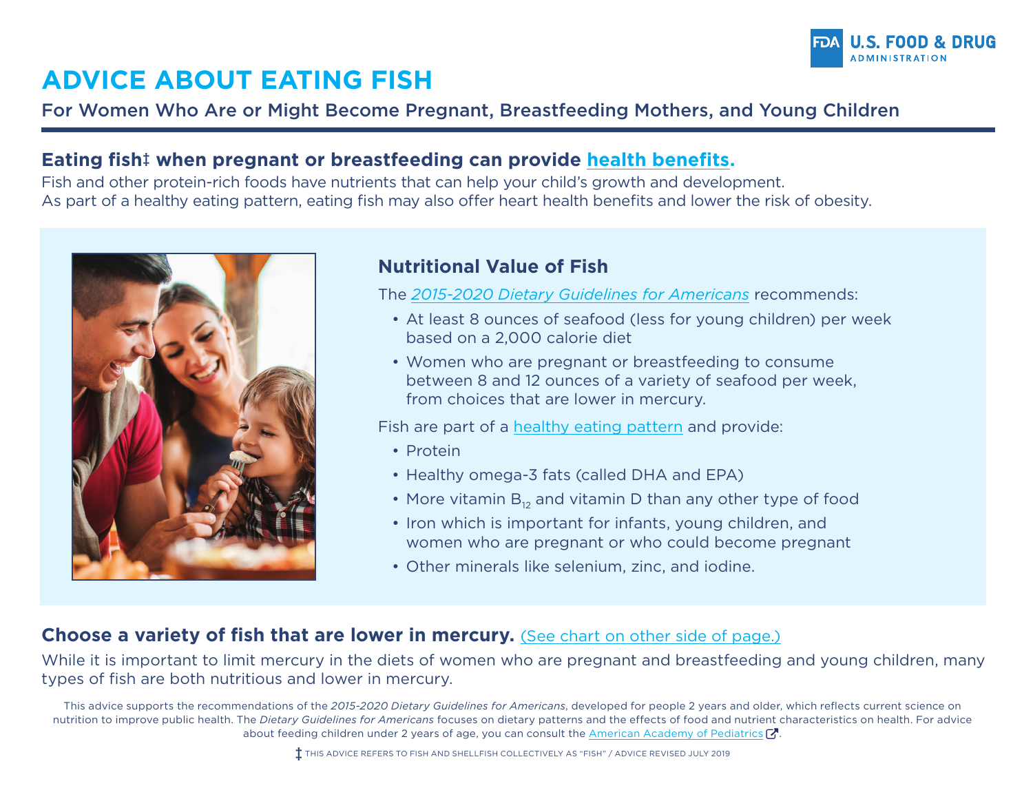# ADVICE ABOUT EATING FISH

For Women Who Are or Might Become Pregnant, Breastfeeding Mothers, and Young Children

### Eating fish‡ when pregnant or breastfeeding can provide health benefits.

Fish and other protein-rich foods have nutrients that can help your child's growth and development. As part of a healthy eating pattern, eating fish may also offer heart health benefits and lower the risk of obesity.

### Nutritional Value of Fish

The *2015-2020 Dietary Guidelines for Americans* recommends:

- At least 8 ounces of seafood (less for young children) per week based on a 2,000 calorie diet
- Women who are pregnant or breastfeeding to consume between 8 and 12 ounces of a variety of seafood per week, from choices that are lower in mercury.

Fish are part of a healthy eating pattern and provide:

- Protein
- Healthy omega-3 fats (called DHA and EPA)
- More vitamin $B_{12}$ and vitamin D than any other type of food
- Iron which is important for infants, young children, and women who are pregnant or who could become pregnant
- Other minerals like selenium, zinc, and iodine.

### Choose a variety of fish that are lower in mercury. (See chart on other side of page.)

While it is important to limit mercury in the diets of women who are pregnant and breastfeeding and young children, many types of fish are both nutritious and lower in mercury.

This advice supports the recommendations of the *2015-2020 Dietary Guidelines for Americans*, developed for people 2 years and older, which reflects current science on nutrition to improve public health. The *Dietary Guidelines for Americans* focuses on dietary patterns and the effects of food and nutrient characteristics on health. For advice about feeding children under 2 years of age, you can consult the American Academy of Pediatrics.

‡ THIS ADVICE REFERS TO FISH AND SHELLFISH COLLECTIVELY AS "FISH" / ADVICE REVISED JULY 2019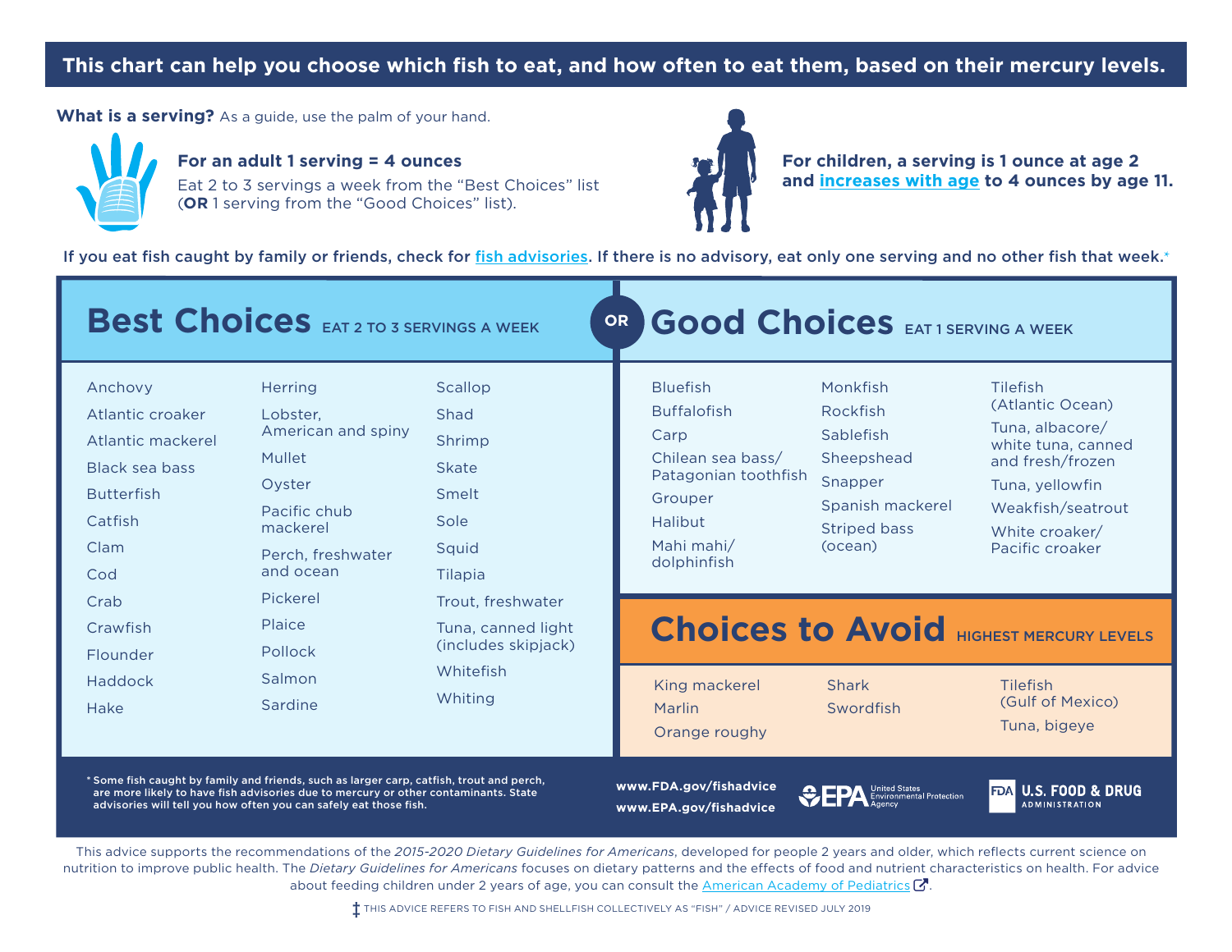## This chart can help you choose which fish to eat, and how often to eat them, based on their mercury levels.

**What is a serving?** As a guide, use the palm of your hand.

**For an adult 1 serving = 4 ounces**

Eat 2 to 3 servings a week from the "Best Choices" list (**OR** 1 serving from the "Good Choices" list).

**For children, a serving is 1 ounce at age 2 and increases with age to 4 ounces by age 11.**

If you eat fish caught by family or friends, check for fish advisories. If there is no advisory, eat only one serving and no other fish that week.*

## Best Choices EAT 2 TO 3 SERVINGS A WEEK

- Anchovy
- Atlantic croaker
- Atlantic mackerel
- Black sea bass
- Butterfish
- Catfish
- Clam
- Cod
- Crab
- Crawfish
- Flounder
- Haddock
- Hake
- Herring
- Lobster, American and spiny
- Mullet
- Oyster
- Pacific chub mackerel
- Perch, freshwater and ocean
- Pickerel
- Plaice
- Pollock
- Salmon
- Sardine
- Scallop
- Shad
- Shrimp
- Skate
- Smelt
- Sole
- Squid
- Tilapia
- Trout, freshwater
- Tuna, canned light (includes skipjack)
- Whitefish
- Whiting

**OR**

## Good Choices EAT 1 SERVING A WEEK

- Bluefish
- Buffalofish
- Carp
- Chilean sea bass/ Patagonian toothfish
- Grouper
- Halibut
- Mahi mahi/ dolphinfish
- Monkfish
- Rockfish
- Sablefish
- Sheepshead
- Snapper
- Spanish mackerel
- Striped bass (ocean)
- Tilefish (Atlantic Ocean)
- Tuna, albacore/ white tuna, canned and fresh/frozen
- Tuna, yellowfin
- Weakfish/seatrout
- White croaker/ Pacific croaker

## Choices to Avoid HIGHEST MERCURY LEVELS

- King mackerel
- Marlin
- Orange roughy
- Shark
- Swordfish
- Tilefish (Gulf of Mexico)
- Tuna, bigeye

\* Some fish caught by family and friends, such as larger carp, catfish, trout and perch, are more likely to have fish advisories due to mercury or other contaminants. State advisories will tell you how often you can safely eat those fish.

www.FDA.gov/fishadvice
www.EPA.gov/fishadvice

EPA United States Environmental Protection Agency

FDA U.S. FOOD & DRUG ADMINISTRATION

This advice supports the recommendations of the *2015-2020 Dietary Guidelines for Americans*, developed for people 2 years and older, which reflects current science on nutrition to improve public health. The *Dietary Guidelines for Americans* focuses on dietary patterns and the effects of food and nutrient characteristics on health. For advice about feeding children under 2 years of age, you can consult the American Academy of Pediatrics.

‡ THIS ADVICE REFERS TO FISH AND SHELLFISH COLLECTIVELY AS "FISH" / ADVICE REVISED JULY 2019